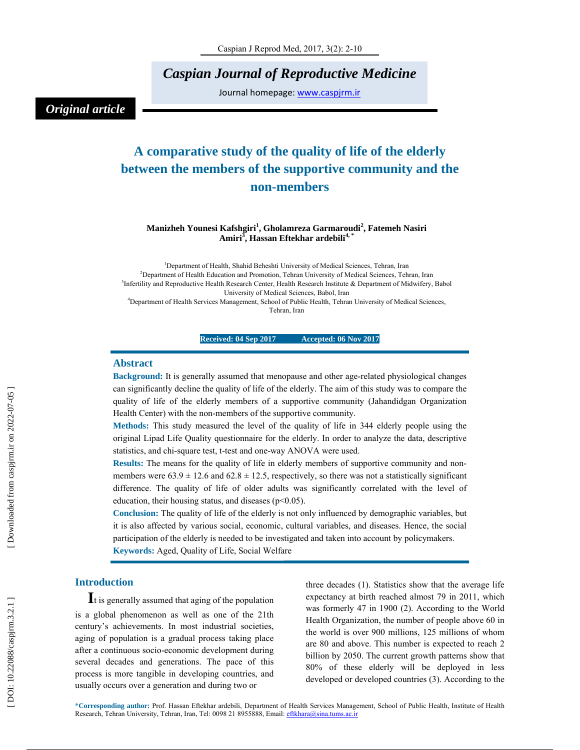*Original article*

# A comparative study of the quality of life of the elderly between the members of the supportive community and the non-members

**Manizheh Younesi Kafshgiri[1], Gholamreza Garmaroudi[2], Fatemeh Nasiri Amiri[3], Hassan Eftekhar ardebili[4, *]**

[1]Department of Health, Shahid Beheshti University of Medical Sciences, Tehran, Iran
[2]Department of Health Education and Promotion, Tehran University of Medical Sciences, Tehran, Iran
[3]Infertility and Reproductive Health Research Center, Health Research Institute & Department of Midwifery, Babol University of Medical Sciences, Babol, Iran
[4]Department of Health Services Management, School of Public Health, Tehran University of Medical Sciences, Tehran, Iran

**Received: 04 Sep 2017 Accepted: 06 Nov 2017**

## Abstract

**Background:** It is generally assumed that menopause and other age-related physiological changes can significantly decline the quality of life of the elderly. The aim of this study was to compare the quality of life of the elderly members of a supportive community (Jahandidgan Organization Health Center) with the non-members of the supportive community.

**Methods:** This study measured the level of the quality of life in 344 elderly people using the original Lipad Life Quality questionnaire for the elderly. In order to analyze the data, descriptive statistics, and chi-square test, t-test and one-way ANOVA were used.

**Results:** The means for the quality of life in elderly members of supportive community and non-members were $63.9 \pm 12.6$ and $62.8 \pm 12.5$, respectively, so there was not a statistically significant difference. The quality of life of older adults was significantly correlated with the level of education, their housing status, and diseases ($p<0.05$).

**Conclusion:** The quality of life of the elderly is not only influenced by demographic variables, but it is also affected by various social, economic, cultural variables, and diseases. Hence, the social participation of the elderly is needed to be investigated and taken into account by policymakers.

**Keywords:** Aged, Quality of Life, Social Welfare

## Introduction

It is generally assumed that aging of the population is a global phenomenon as well as one of the 21th century's achievements. In most industrial societies, aging of population is a gradual process taking place after a continuous socio-economic development during several decades and generations. The pace of this process is more tangible in developing countries, and usually occurs over a generation and during two or three decades (1). Statistics show that the average life expectancy at birth reached almost 79 in 2011, which was formerly 47 in 1900 (2). According to the World Health Organization, the number of people above 60 in the world is over 900 millions, 125 millions of whom are 80 and above. This number is expected to reach 2 billion by 2050. The current growth patterns show that 80% of these elderly will be deployed in less developed or developed countries (3). According to the

*Corresponding author: Prof. Hassan Eftekhar ardebili, Department of Health Services Management, School of Public Health, Institute of Health Research, Tehran University, Tehran, Iran, Tel: 0098 21 8955888, Email: eftkhara@sina.tums.ac.ir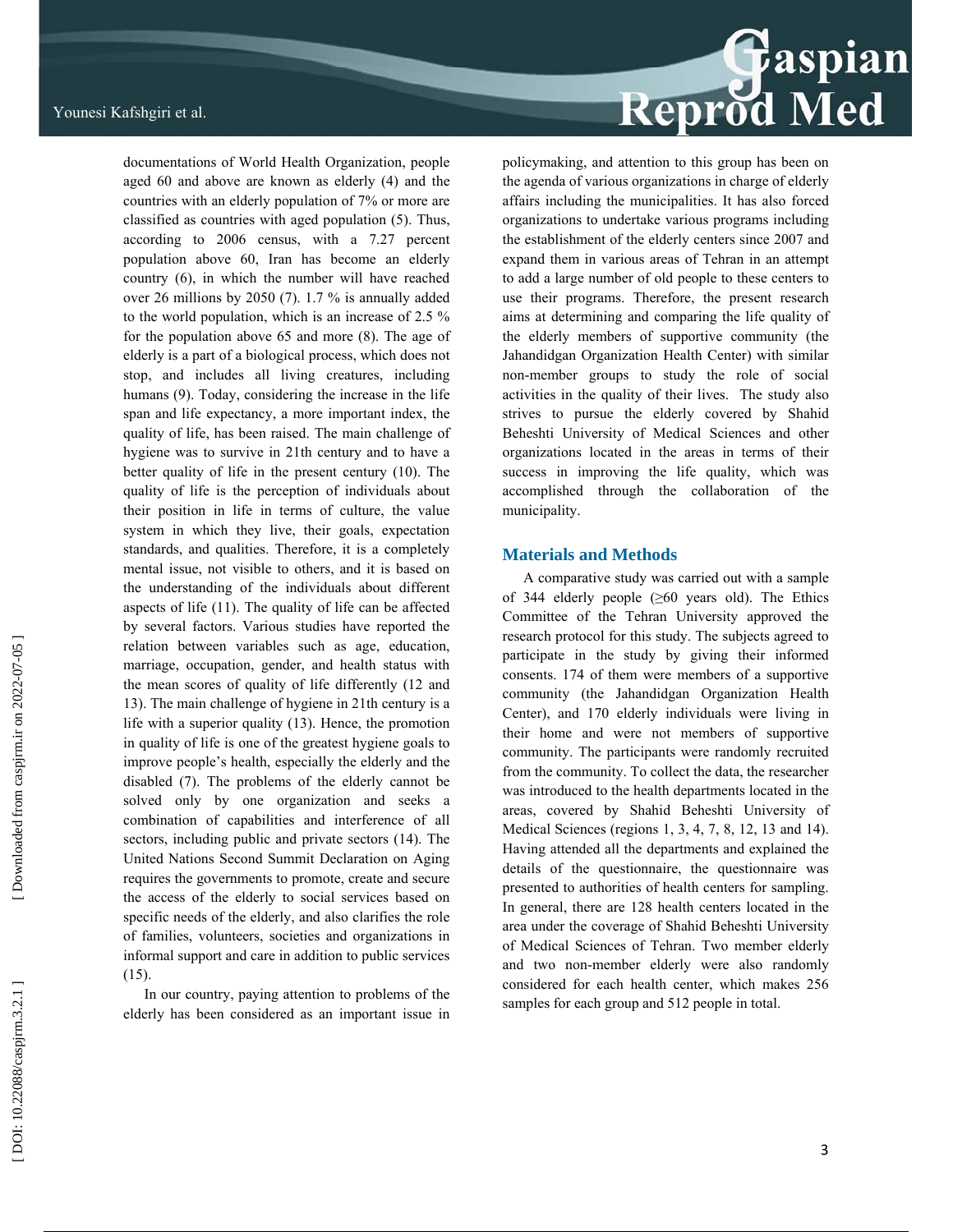documentations of World Health Organization, people aged 60 and above are known as elderly (4) and the countries with an elderly population of 7% or more are classified as countries with aged population (5). Thus, according to 2006 census, with a 7.27 percent population above 60, Iran has become an elderly country (6), in which the number will have reached over 26 millions by 2050 (7). 1.7 % is annually added to the world population, which is an increase of 2.5 % for the population above 65 and more (8). The age of elderly is a part of a biological process, which does not stop, and includes all living creatures, including humans (9). Today, considering the increase in the life span and life expectancy, a more important index, the quality of life, has been raised. The main challenge of hygiene was to survive in 21th century and to have a better quality of life in the present century (10). The quality of life is the perception of individuals about their position in life in terms of culture, the value system in which they live, their goals, expectation standards, and qualities. Therefore, it is a completely mental issue, not visible to others, and it is based on the understanding of the individuals about different aspects of life (11). The quality of life can be affected by several factors. Various studies have reported the relation between variables such as age, education, marriage, occupation, gender, and health status with the mean scores of quality of life differently (12 and 13). The main challenge of hygiene in 21th century is a life with a superior quality (13). Hence, the promotion in quality of life is one of the greatest hygiene goals to improve people's health, especially the elderly and the disabled (7). The problems of the elderly cannot be solved only by one organization and seeks a combination of capabilities and interference of all sectors, including public and private sectors (14). The United Nations Second Summit Declaration on Aging requires the governments to promote, create and secure the access of the elderly to social services based on specific needs of the elderly, and also clarifies the role of families, volunteers, societies and organizations in informal support and care in addition to public services (15).

In our country, paying attention to problems of the elderly has been considered as an important issue in policymaking, and attention to this group has been on the agenda of various organizations in charge of elderly affairs including the municipalities. It has also forced organizations to undertake various programs including the establishment of the elderly centers since 2007 and expand them in various areas of Tehran in an attempt to add a large number of old people to these centers to use their programs. Therefore, the present research aims at determining and comparing the life quality of the elderly members of supportive community (the Jahandidgan Organization Health Center) with similar non-member groups to study the role of social activities in the quality of their lives. The study also strives to pursue the elderly covered by Shahid Beheshti University of Medical Sciences and other organizations located in the areas in terms of their success in improving the life quality, which was accomplished through the collaboration of the municipality.

## Materials and Methods

A comparative study was carried out with a sample of 344 elderly people (≥60 years old). The Ethics Committee of the Tehran University approved the research protocol for this study. The subjects agreed to participate in the study by giving their informed consents. 174 of them were members of a supportive community (the Jahandidgan Organization Health Center), and 170 elderly individuals were living in their home and were not members of supportive community. The participants were randomly recruited from the community. To collect the data, the researcher was introduced to the health departments located in the areas, covered by Shahid Beheshti University of Medical Sciences (regions 1, 3, 4, 7, 8, 12, 13 and 14). Having attended all the departments and explained the details of the questionnaire, the questionnaire was presented to authorities of health centers for sampling. In general, there are 128 health centers located in the area under the coverage of Shahid Beheshti University of Medical Sciences of Tehran. Two member elderly and two non-member elderly were also randomly considered for each health center, which makes 256 samples for each group and 512 people in total.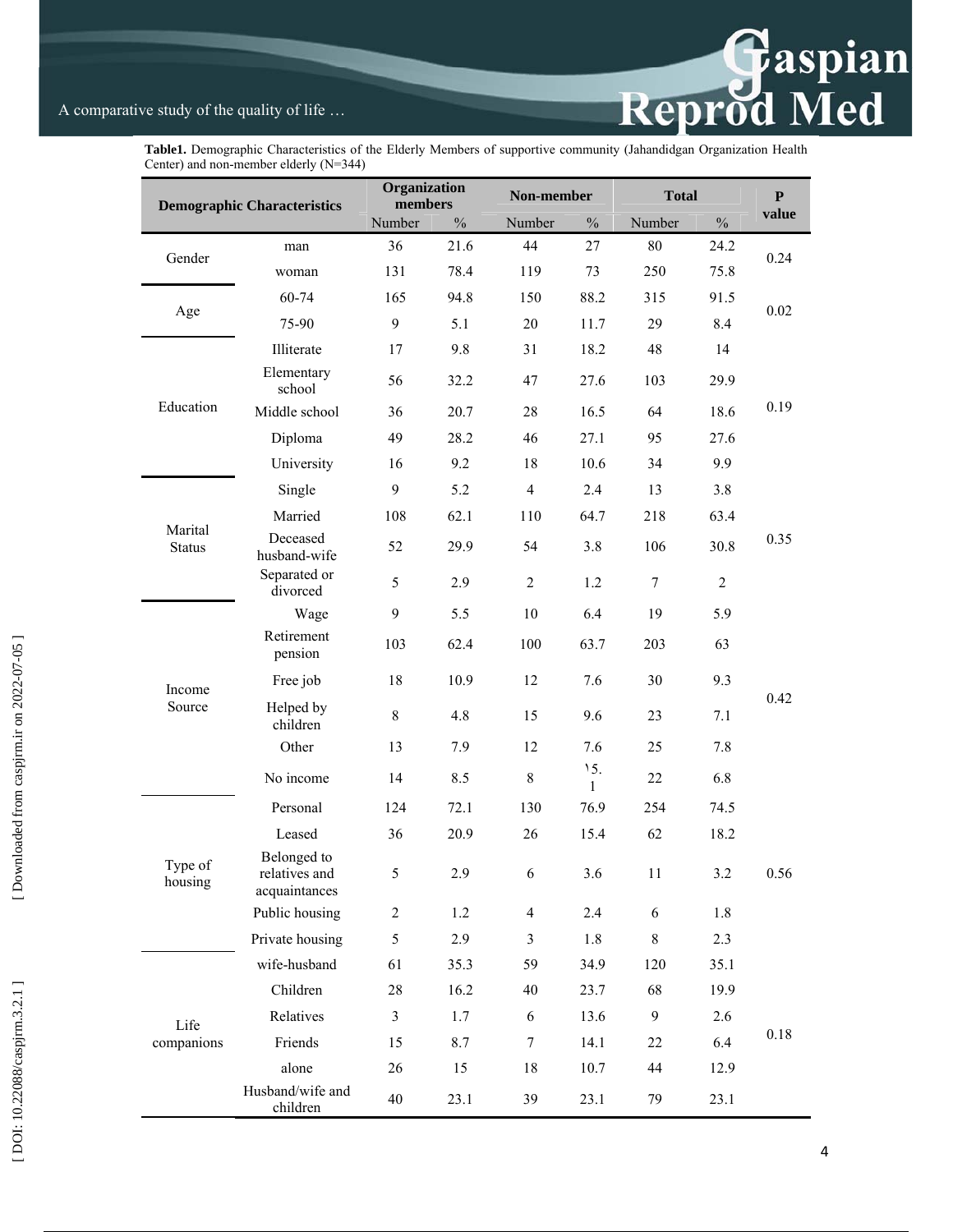**Table1.** Demographic Characteristics of the Elderly Members of supportive community (Jahandidgan Organization Health Center) and non-member elderly (N=344)

| Demographic Characteristics | | Organization members | | Non-member | | Total | | P value |
|---|---|---|---|---|---|---|---|---|
| | | Number | % | Number | % | Number | % | |
| Gender | man | 36 | 21.6 | 44 | 27 | 80 | 24.2 | 0.24 |
| | woman | 131 | 78.4 | 119 | 73 | 250 | 75.8 | |
| Age | 60-74 | 165 | 94.8 | 150 | 88.2 | 315 | 91.5 | 0.02 |
| | 75-90 | 9 | 5.1 | 20 | 11.7 | 29 | 8.4 | |
| Education | Illiterate | 17 | 9.8 | 31 | 18.2 | 48 | 14 | 0.19 |
| | Elementary school | 56 | 32.2 | 47 | 27.6 | 103 | 29.9 | |
| | Middle school | 36 | 20.7 | 28 | 16.5 | 64 | 18.6 | |
| | Diploma | 49 | 28.2 | 46 | 27.1 | 95 | 27.6 | |
| | University | 16 | 9.2 | 18 | 10.6 | 34 | 9.9 | |
| Marital Status | Single | 9 | 5.2 | 4 | 2.4 | 13 | 3.8 | 0.35 |
| | Married | 108 | 62.1 | 110 | 64.7 | 218 | 63.4 | |
| | Deceased husband-wife | 52 | 29.9 | 54 | 3.8 | 106 | 30.8 | |
| | Separated or divorced | 5 | 2.9 | 2 | 1.2 | 7 | 2 | |
| Income Source | Wage | 9 | 5.5 | 10 | 6.4 | 19 | 5.9 | 0.42 |
| | Retirement pension | 103 | 62.4 | 100 | 63.7 | 203 | 63 | |
| | Free job | 18 | 10.9 | 12 | 7.6 | 30 | 9.3 | |
| | Helped by children | 8 | 4.8 | 15 | 9.6 | 23 | 7.1 | |
| | Other | 13 | 7.9 | 12 | 7.6 | 25 | 7.8 | |
| | No income | 14 | 8.5 | 8 | ۱5.1 | 22 | 6.8 | |
| Type of housing | Personal | 124 | 72.1 | 130 | 76.9 | 254 | 74.5 | 0.56 |
| | Leased | 36 | 20.9 | 26 | 15.4 | 62 | 18.2 | |
| | Belonged to relatives and acquaintances | 5 | 2.9 | 6 | 3.6 | 11 | 3.2 | |
| | Public housing | 2 | 1.2 | 4 | 2.4 | 6 | 1.8 | |
| | Private housing | 5 | 2.9 | 3 | 1.8 | 8 | 2.3 | |
| Life companions | wife-husband | 61 | 35.3 | 59 | 34.9 | 120 | 35.1 | 0.18 |
| | Children | 28 | 16.2 | 40 | 23.7 | 68 | 19.9 | |
| | Relatives | 3 | 1.7 | 6 | 13.6 | 9 | 2.6 | |
| | Friends | 15 | 8.7 | 7 | 14.1 | 22 | 6.4 | |
| | alone | 26 | 15 | 18 | 10.7 | 44 | 12.9 | |
| | Husband/wife and children | 40 | 23.1 | 39 | 23.1 | 79 | 23.1 | |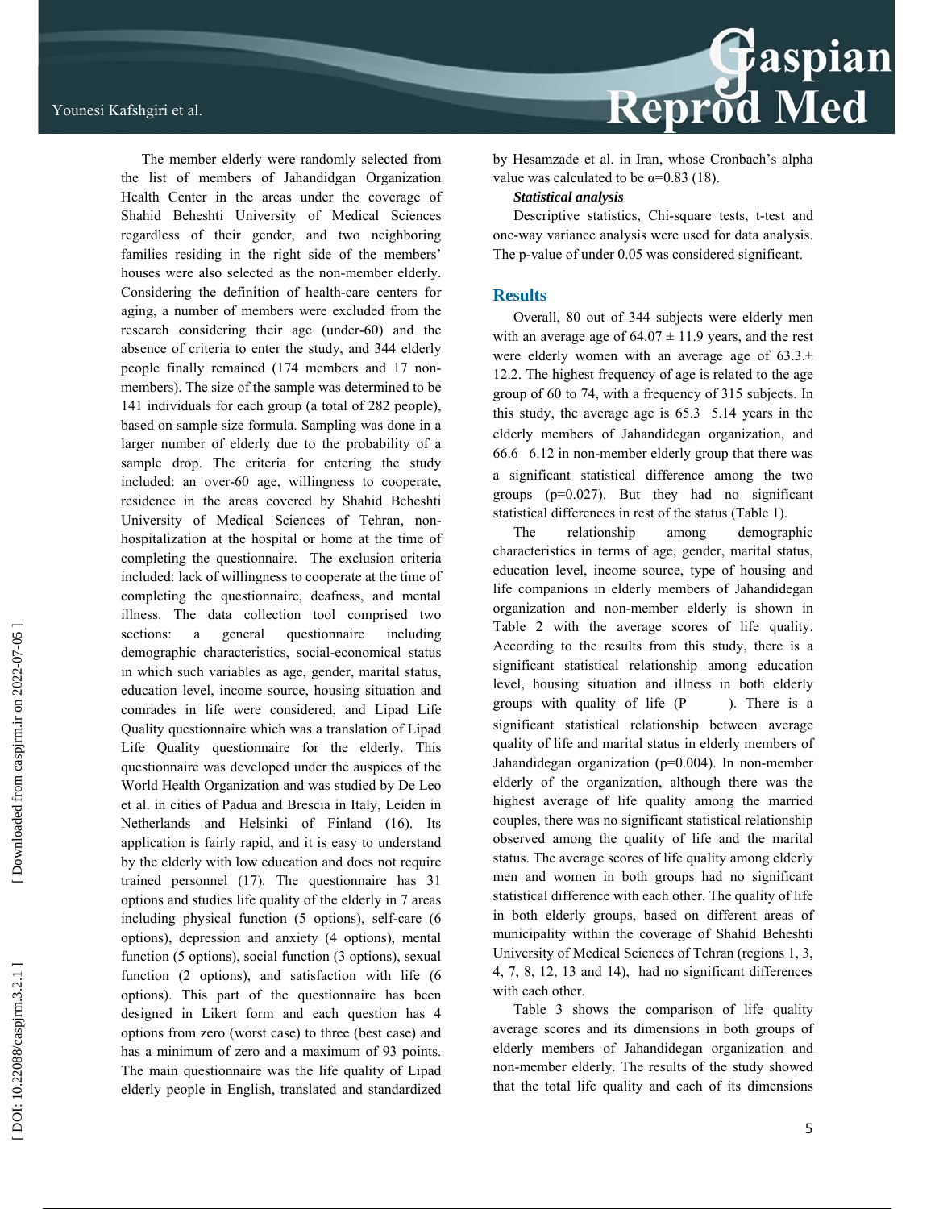The member elderly were randomly selected from the list of members of Jahandidgan Organization Health Center in the areas under the coverage of Shahid Beheshti University of Medical Sciences regardless of their gender, and two neighboring families residing in the right side of the members' houses were also selected as the non-member elderly. Considering the definition of health-care centers for aging, a number of members were excluded from the research considering their age (under-60) and the absence of criteria to enter the study, and 344 elderly people finally remained (174 members and 17 non-members). The size of the sample was determined to be 141 individuals for each group (a total of 282 people), based on sample size formula. Sampling was done in a larger number of elderly due to the probability of a sample drop. The criteria for entering the study included: an over-60 age, willingness to cooperate, residence in the areas covered by Shahid Beheshti University of Medical Sciences of Tehran, non-hospitalization at the hospital or home at the time of completing the questionnaire. The exclusion criteria included: lack of willingness to cooperate at the time of completing the questionnaire, deafness, and mental illness. The data collection tool comprised two sections: a general questionnaire including demographic characteristics, social-economical status in which such variables as age, gender, marital status, education level, income source, housing situation and comrades in life were considered, and Lipad Life Quality questionnaire which was a translation of Lipad Life Quality questionnaire for the elderly. This questionnaire was developed under the auspices of the World Health Organization and was studied by De Leo et al. in cities of Padua and Brescia in Italy, Leiden in Netherlands and Helsinki of Finland (16). Its application is fairly rapid, and it is easy to understand by the elderly with low education and does not require trained personnel (17). The questionnaire has 31 options and studies life quality of the elderly in 7 areas including physical function (5 options), self-care (6 options), depression and anxiety (4 options), mental function (5 options), social function (3 options), sexual function (2 options), and satisfaction with life (6 options). This part of the questionnaire has been designed in Likert form and each question has 4 options from zero (worst case) to three (best case) and has a minimum of zero and a maximum of 93 points. The main questionnaire was the life quality of Lipad elderly people in English, translated and standardized by Hesamzade et al. in Iran, whose Cronbach's alpha value was calculated to be α=0.83 (18).

***Statistical analysis***

Descriptive statistics, Chi-square tests, t-test and one-way variance analysis were used for data analysis. The p-value of under 0.05 was considered significant.

## Results

Overall, 80 out of 344 subjects were elderly men with an average age of 64.07 ± 11.9 years, and the rest were elderly women with an average age of 63.3± 12.2. The highest frequency of age is related to the age group of 60 to 74, with a frequency of 315 subjects. In this study, the average age is 65.3 5.14 years in the elderly members of Jahandidegan organization, and 66.6 6.12 in non-member elderly group that there was a significant statistical difference among the two groups (p=0.027). But they had no significant statistical differences in rest of the status (Table 1).

The relationship among demographic characteristics in terms of age, gender, marital status, education level, income source, type of housing and life companions in elderly members of Jahandidegan organization and non-member elderly is shown in Table 2 with the average scores of life quality. According to the results from this study, there is a significant statistical relationship among education level, housing situation and illness in both elderly groups with quality of life (P ). There is a significant statistical relationship between average quality of life and marital status in elderly members of Jahandidegan organization (p=0.004). In non-member elderly of the organization, although there was the highest average of life quality among the married couples, there was no significant statistical relationship observed among the quality of life and the marital status. The average scores of life quality among elderly men and women in both groups had no significant statistical difference with each other. The quality of life in both elderly groups, based on different areas of municipality within the coverage of Shahid Beheshti University of Medical Sciences of Tehran (regions 1, 3, 4, 7, 8, 12, 13 and 14), had no significant differences with each other.

Table 3 shows the comparison of life quality average scores and its dimensions in both groups of elderly members of Jahandidegan organization and non-member elderly. The results of the study showed that the total life quality and each of its dimensions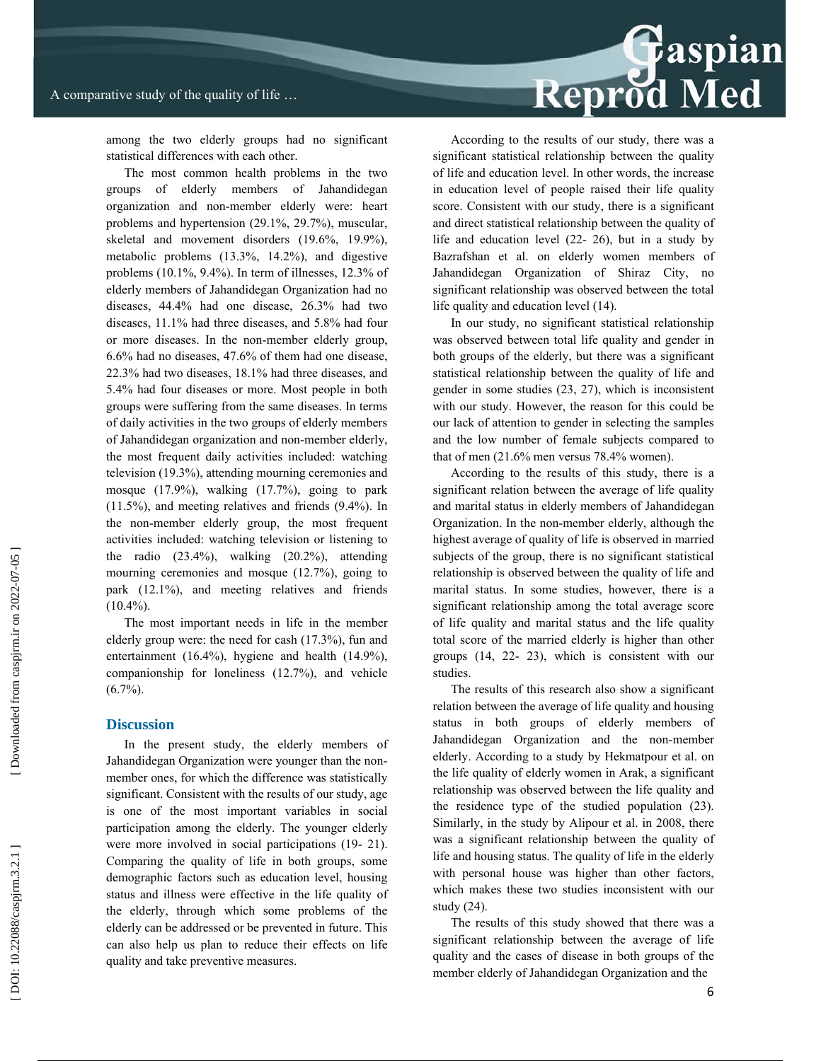among the two elderly groups had no significant statistical differences with each other.

The most common health problems in the two groups of elderly members of Jahandidegan organization and non-member elderly were: heart problems and hypertension (29.1%, 29.7%), muscular, skeletal and movement disorders (19.6%, 19.9%), metabolic problems (13.3%, 14.2%), and digestive problems (10.1%, 9.4%). In term of illnesses, 12.3% of elderly members of Jahandidegan Organization had no diseases, 44.4% had one disease, 26.3% had two diseases, 11.1% had three diseases, and 5.8% had four or more diseases. In the non-member elderly group, 6.6% had no diseases, 47.6% of them had one disease, 22.3% had two diseases, 18.1% had three diseases, and 5.4% had four diseases or more. Most people in both groups were suffering from the same diseases. In terms of daily activities in the two groups of elderly members of Jahandidegan organization and non-member elderly, the most frequent daily activities included: watching television (19.3%), attending mourning ceremonies and mosque (17.9%), walking (17.7%), going to park (11.5%), and meeting relatives and friends (9.4%). In the non-member elderly group, the most frequent activities included: watching television or listening to the radio (23.4%), walking (20.2%), attending mourning ceremonies and mosque (12.7%), going to park (12.1%), and meeting relatives and friends (10.4%).

The most important needs in life in the member elderly group were: the need for cash (17.3%), fun and entertainment (16.4%), hygiene and health (14.9%), companionship for loneliness (12.7%), and vehicle (6.7%).

## Discussion

In the present study, the elderly members of Jahandidegan Organization were younger than the non-member ones, for which the difference was statistically significant. Consistent with the results of our study, age is one of the most important variables in social participation among the elderly. The younger elderly were more involved in social participations (19- 21). Comparing the quality of life in both groups, some demographic factors such as education level, housing status and illness were effective in the life quality of the elderly, through which some problems of the elderly can be addressed or be prevented in future. This can also help us plan to reduce their effects on life quality and take preventive measures.

According to the results of our study, there was a significant statistical relationship between the quality of life and education level. In other words, the increase in education level of people raised their life quality score. Consistent with our study, there is a significant and direct statistical relationship between the quality of life and education level (22- 26), but in a study by Bazrafshan et al. on elderly women members of Jahandidegan Organization of Shiraz City, no significant relationship was observed between the total life quality and education level (14).

In our study, no significant statistical relationship was observed between total life quality and gender in both groups of the elderly, but there was a significant statistical relationship between the quality of life and gender in some studies (23, 27), which is inconsistent with our study. However, the reason for this could be our lack of attention to gender in selecting the samples and the low number of female subjects compared to that of men (21.6% men versus 78.4% women).

According to the results of this study, there is a significant relation between the average of life quality and marital status in elderly members of Jahandidegan Organization. In the non-member elderly, although the highest average of quality of life is observed in married subjects of the group, there is no significant statistical relationship is observed between the quality of life and marital status. In some studies, however, there is a significant relationship among the total average score of life quality and marital status and the life quality total score of the married elderly is higher than other groups (14, 22- 23), which is consistent with our studies.

The results of this research also show a significant relation between the average of life quality and housing status in both groups of elderly members of Jahandidegan Organization and the non-member elderly. According to a study by Hekmatpour et al. on the life quality of elderly women in Arak, a significant relationship was observed between the life quality and the residence type of the studied population (23). Similarly, in the study by Alipour et al. in 2008, there was a significant relationship between the quality of life and housing status. The quality of life in the elderly with personal house was higher than other factors, which makes these two studies inconsistent with our study (24).

The results of this study showed that there was a significant relationship between the average of life quality and the cases of disease in both groups of the member elderly of Jahandidegan Organization and the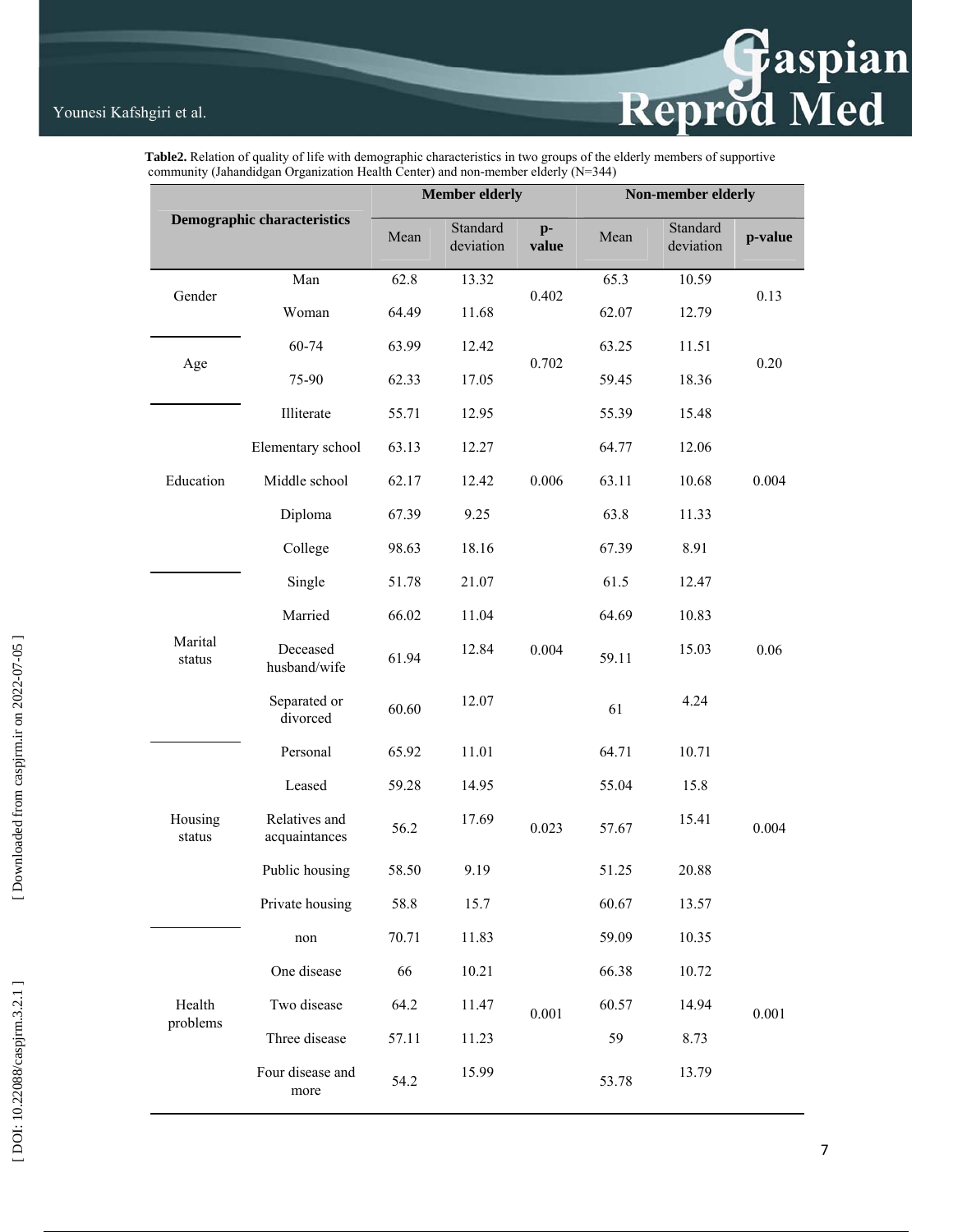**Table2.** Relation of quality of life with demographic characteristics in two groups of the elderly members of supportive community (Jahandidgan Organization Health Center) and non-member elderly (N=344)

| Demographic characteristics | | Member elderly | | | Non-member elderly | | |
|---|---|---|---|---|---|---|---|
| | | Mean | Standard deviation | p-value | Mean | Standard deviation | p-value |
| Gender | Man | 62.8 | 13.32 | 0.402 | 65.3 | 10.59 | 0.13 |
| | Woman | 64.49 | 11.68 | | 62.07 | 12.79 | |
| Age | 60-74 | 63.99 | 12.42 | 0.702 | 63.25 | 11.51 | 0.20 |
| | 75-90 | 62.33 | 17.05 | | 59.45 | 18.36 | |
| Education | Illiterate | 55.71 | 12.95 | 0.006 | 55.39 | 15.48 | 0.004 |
| | Elementary school | 63.13 | 12.27 | | 64.77 | 12.06 | |
| | Middle school | 62.17 | 12.42 | | 63.11 | 10.68 | |
| | Diploma | 67.39 | 9.25 | | 63.8 | 11.33 | |
| | College | 98.63 | 18.16 | | 67.39 | 8.91 | |
| Marital status | Single | 51.78 | 21.07 | 0.004 | 61.5 | 12.47 | 0.06 |
| | Married | 66.02 | 11.04 | | 64.69 | 10.83 | |
| | Deceased husband/wife | 61.94 | 12.84 | | 59.11 | 15.03 | |
| | Separated or divorced | 60.60 | 12.07 | | 61 | 4.24 | |
| Housing status | Personal | 65.92 | 11.01 | 0.023 | 64.71 | 10.71 | 0.004 |
| | Leased | 59.28 | 14.95 | | 55.04 | 15.8 | |
| | Relatives and acquaintances | 56.2 | 17.69 | | 57.67 | 15.41 | |
| | Public housing | 58.50 | 9.19 | | 51.25 | 20.88 | |
| | Private housing | 58.8 | 15.7 | | 60.67 | 13.57 | |
| Health problems | non | 70.71 | 11.83 | 0.001 | 59.09 | 10.35 | 0.001 |
| | One disease | 66 | 10.21 | | 66.38 | 10.72 | |
| | Two disease | 64.2 | 11.47 | | 60.57 | 14.94 | |
| | Three disease | 57.11 | 11.23 | | 59 | 8.73 | |
| | Four disease and more | 54.2 | 15.99 | | 53.78 | 13.79 | |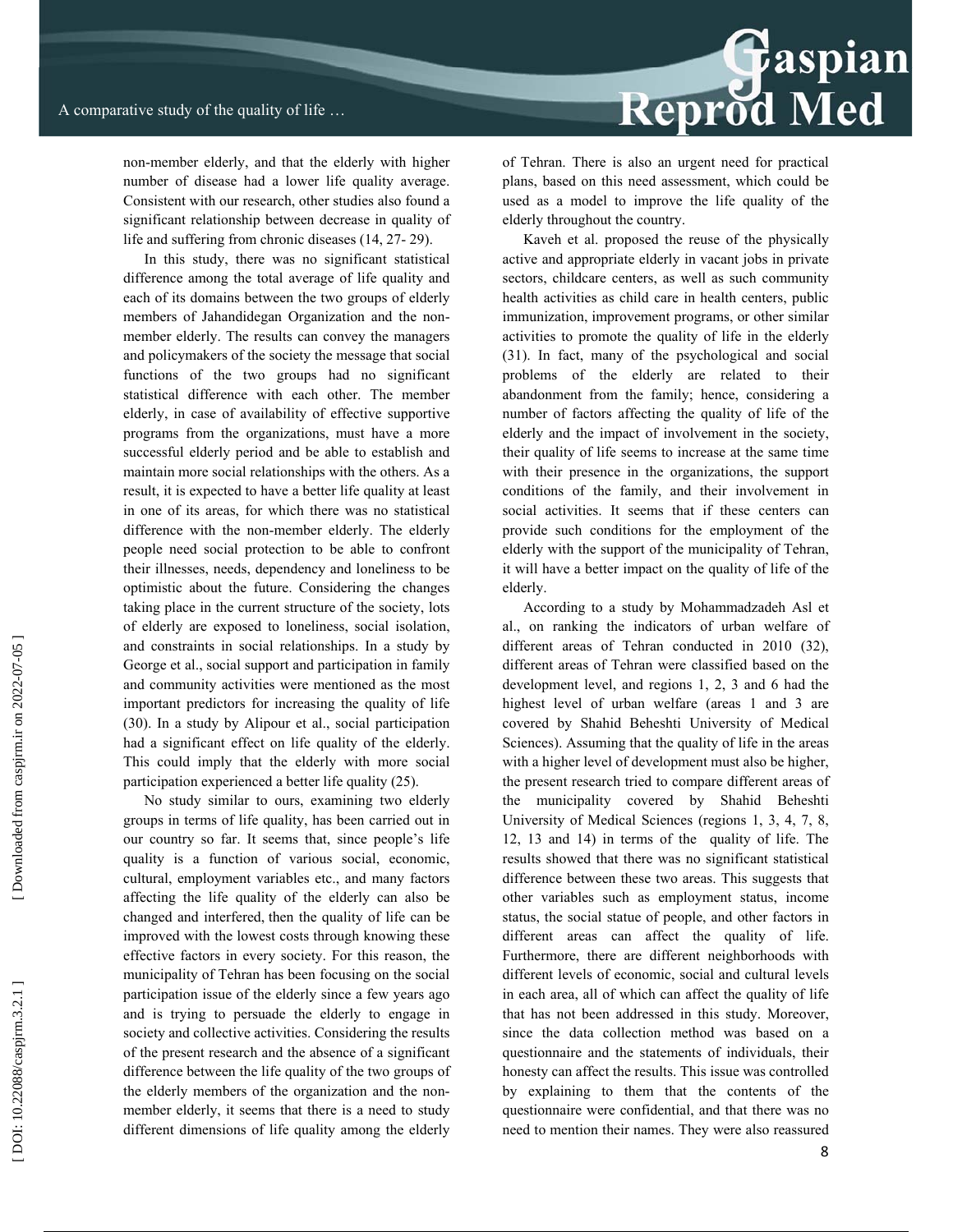non-member elderly, and that the elderly with higher number of disease had a lower life quality average. Consistent with our research, other studies also found a significant relationship between decrease in quality of life and suffering from chronic diseases (14, 27- 29).

In this study, there was no significant statistical difference among the total average of life quality and each of its domains between the two groups of elderly members of Jahandidegan Organization and the non-member elderly. The results can convey the managers and policymakers of the society the message that social functions of the two groups had no significant statistical difference with each other. The member elderly, in case of availability of effective supportive programs from the organizations, must have a more successful elderly period and be able to establish and maintain more social relationships with the others. As a result, it is expected to have a better life quality at least in one of its areas, for which there was no statistical difference with the non-member elderly. The elderly people need social protection to be able to confront their illnesses, needs, dependency and loneliness to be optimistic about the future. Considering the changes taking place in the current structure of the society, lots of elderly are exposed to loneliness, social isolation, and constraints in social relationships. In a study by George et al., social support and participation in family and community activities were mentioned as the most important predictors for increasing the quality of life (30). In a study by Alipour et al., social participation had a significant effect on life quality of the elderly. This could imply that the elderly with more social participation experienced a better life quality (25).

No study similar to ours, examining two elderly groups in terms of life quality, has been carried out in our country so far. It seems that, since people's life quality is a function of various social, economic, cultural, employment variables etc., and many factors affecting the life quality of the elderly can also be changed and interfered, then the quality of life can be improved with the lowest costs through knowing these effective factors in every society. For this reason, the municipality of Tehran has been focusing on the social participation issue of the elderly since a few years ago and is trying to persuade the elderly to engage in society and collective activities. Considering the results of the present research and the absence of a significant difference between the life quality of the two groups of the elderly members of the organization and the non-member elderly, it seems that there is a need to study different dimensions of life quality among the elderly of Tehran. There is also an urgent need for practical plans, based on this need assessment, which could be used as a model to improve the life quality of the elderly throughout the country.

Kaveh et al. proposed the reuse of the physically active and appropriate elderly in vacant jobs in private sectors, childcare centers, as well as such community health activities as child care in health centers, public immunization, improvement programs, or other similar activities to promote the quality of life in the elderly (31). In fact, many of the psychological and social problems of the elderly are related to their abandonment from the family; hence, considering a number of factors affecting the quality of life of the elderly and the impact of involvement in the society, their quality of life seems to increase at the same time with their presence in the organizations, the support conditions of the family, and their involvement in social activities. It seems that if these centers can provide such conditions for the employment of the elderly with the support of the municipality of Tehran, it will have a better impact on the quality of life of the elderly.

According to a study by Mohammadzadeh Asl et al., on ranking the indicators of urban welfare of different areas of Tehran conducted in 2010 (32), different areas of Tehran were classified based on the development level, and regions 1, 2, 3 and 6 had the highest level of urban welfare (areas 1 and 3 are covered by Shahid Beheshti University of Medical Sciences). Assuming that the quality of life in the areas with a higher level of development must also be higher, the present research tried to compare different areas of the municipality covered by Shahid Beheshti University of Medical Sciences (regions 1, 3, 4, 7, 8, 12, 13 and 14) in terms of the quality of life. The results showed that there was no significant statistical difference between these two areas. This suggests that other variables such as employment status, income status, the social statue of people, and other factors in different areas can affect the quality of life. Furthermore, there are different neighborhoods with different levels of economic, social and cultural levels in each area, all of which can affect the quality of life that has not been addressed in this study. Moreover, since the data collection method was based on a questionnaire and the statements of individuals, their honesty can affect the results. This issue was controlled by explaining to them that the contents of the questionnaire were confidential, and that there was no need to mention their names. They were also reassured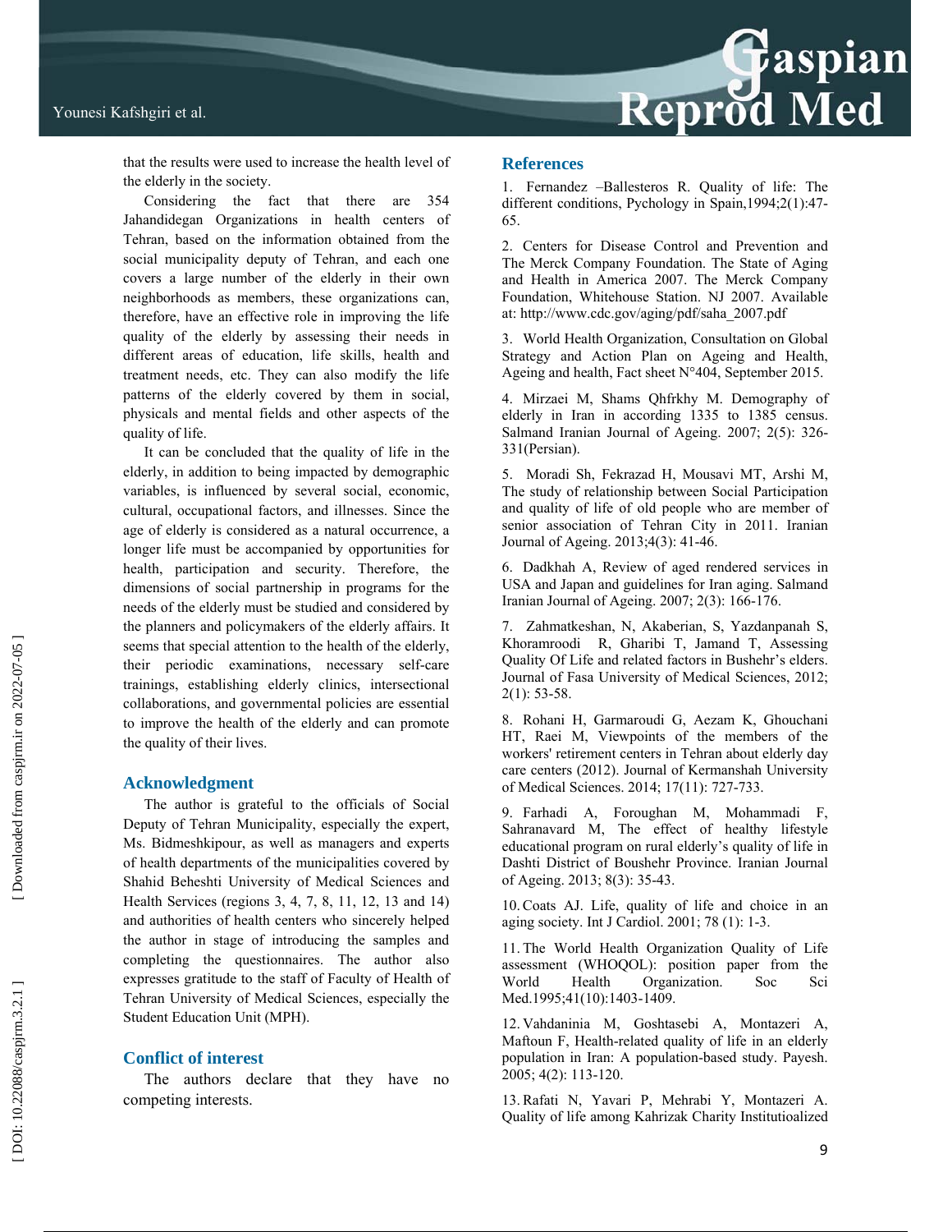that the results were used to increase the health level of the elderly in the society.

Considering the fact that there are 354 Jahandidegan Organizations in health centers of Tehran, based on the information obtained from the social municipality deputy of Tehran, and each one covers a large number of the elderly in their own neighborhoods as members, these organizations can, therefore, have an effective role in improving the life quality of the elderly by assessing their needs in different areas of education, life skills, health and treatment needs, etc. They can also modify the life patterns of the elderly covered by them in social, physicals and mental fields and other aspects of the quality of life.

It can be concluded that the quality of life in the elderly, in addition to being impacted by demographic variables, is influenced by several social, economic, cultural, occupational factors, and illnesses. Since the age of elderly is considered as a natural occurrence, a longer life must be accompanied by opportunities for health, participation and security. Therefore, the dimensions of social partnership in programs for the needs of the elderly must be studied and considered by the planners and policymakers of the elderly affairs. It seems that special attention to the health of the elderly, their periodic examinations, necessary self-care trainings, establishing elderly clinics, intersectional collaborations, and governmental policies are essential to improve the health of the elderly and can promote the quality of their lives.

## Acknowledgment

The author is grateful to the officials of Social Deputy of Tehran Municipality, especially the expert, Ms. Bidmeshkipour, as well as managers and experts of health departments of the municipalities covered by Shahid Beheshti University of Medical Sciences and Health Services (regions 3, 4, 7, 8, 11, 12, 13 and 14) and authorities of health centers who sincerely helped the author in stage of introducing the samples and completing the questionnaires. The author also expresses gratitude to the staff of Faculty of Health of Tehran University of Medical Sciences, especially the Student Education Unit (MPH).

## Conflict of interest

The authors declare that they have no competing interests.

## References

1. Fernandez –Ballesteros R. Quality of life: The different conditions, Pychology in Spain,1994;2(1):47-65.

2. Centers for Disease Control and Prevention and The Merck Company Foundation. The State of Aging and Health in America 2007. The Merck Company Foundation, Whitehouse Station. NJ 2007. Available at: http://www.cdc.gov/aging/pdf/saha_2007.pdf

3. World Health Organization, Consultation on Global Strategy and Action Plan on Ageing and Health, Ageing and health, Fact sheet N°404, September 2015.

4. Mirzaei M, Shams Qhfrkhy M. Demography of elderly in Iran in according 1335 to 1385 census. Salmand Iranian Journal of Ageing. 2007; 2(5): 326-331(Persian).

5. Moradi Sh, Fekrazad H, Mousavi MT, Arshi M, The study of relationship between Social Participation and quality of life of old people who are member of senior association of Tehran City in 2011. Iranian Journal of Ageing. 2013;4(3): 41-46.

6. Dadkhah A, Review of aged rendered services in USA and Japan and guidelines for Iran aging. Salmand Iranian Journal of Ageing. 2007; 2(3): 166-176.

7. Zahmatkeshan, N, Akaberian, S, Yazdanpanah S, Khoramroodi R, Gharibi T, Jamand T, Assessing Quality Of Life and related factors in Bushehr's elders. Journal of Fasa University of Medical Sciences, 2012; 2(1): 53-58.

8. Rohani H, Garmaroudi G, Aezam K, Ghouchani HT, Raei M, Viewpoints of the members of the workers' retirement centers in Tehran about elderly day care centers (2012). Journal of Kermanshah University of Medical Sciences. 2014; 17(11): 727-733.

9. Farhadi A, Foroughan M, Mohammadi F, Sahranavard M, The effect of healthy lifestyle educational program on rural elderly's quality of life in Dashti District of Boushehr Province. Iranian Journal of Ageing. 2013; 8(3): 35-43.

10. Coats AJ. Life, quality of life and choice in an aging society. Int J Cardiol. 2001; 78 (1): 1-3.

11. The World Health Organization Quality of Life assessment (WHOQOL): position paper from the World Health Organization. Soc Sci Med.1995;41(10):1403-1409.

12. Vahdaninia M, Goshtasebi A, Montazeri A, Maftoun F, Health-related quality of life in an elderly population in Iran: A population-based study. Payesh. 2005; 4(2): 113-120.

13. Rafati N, Yavari P, Mehrabi Y, Montazeri A. Quality of life among Kahrizak Charity Institutioalized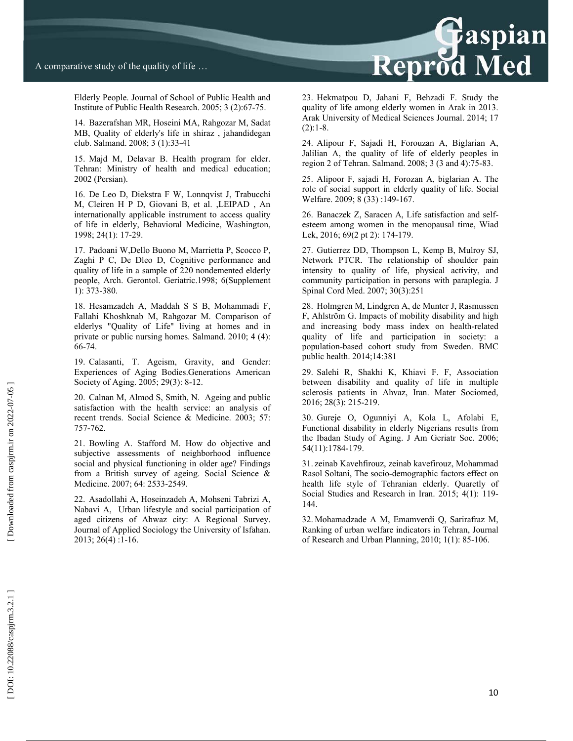Elderly People. Journal of School of Public Health and Institute of Public Health Research. 2005; 3 (2):67-75.

14. Bazerafshan MR, Hoseini MA, Rahgozar M, Sadat MB, Quality of elderly's life in shiraz , jahandidegan club. Salmand. 2008; 3 (1):33-41

15. Majd M, Delavar B. Health program for elder. Tehran: Ministry of health and medical education; 2002 (Persian).

16. De Leo D, Diekstra F W, Lonnqvist J, Trabucchi M, Cleiren H P D, Giovani B, et al. ,LEIPAD , An internationally applicable instrument to access quality of life in elderly, Behavioral Medicine, Washington, 1998; 24(1): 17-29.

17. Padoani W,Dello Buono M, Marrietta P, Scocco P, Zaghi P C, De Dleo D, Cognitive performance and quality of life in a sample of 220 nondemented elderly people, Arch. Gerontol. Geriatric.1998; 6(Supplement 1): 373-380.

18. Hesamzadeh A, Maddah S S B, Mohammadi F, Fallahi Khoshknab M, Rahgozar M. Comparison of elderlys "Quality of Life" living at homes and in private or public nursing homes. Salmand. 2010; 4 (4): 66-74.

19. Calasanti, T. Ageism, Gravity, and Gender: Experiences of Aging Bodies.Generations American Society of Aging. 2005; 29(3): 8-12.

20. Calnan M, Almod S, Smith, N. Ageing and public satisfaction with the health service: an analysis of recent trends. Social Science & Medicine. 2003; 57: 757-762.

21. Bowling A. Stafford M. How do objective and subjective assessments of neighborhood influence social and physical functioning in older age? Findings from a British survey of ageing. Social Science & Medicine. 2007; 64: 2533-2549.

22. Asadollahi A, Hoseinzadeh A, Mohseni Tabrizi A, Nabavi A, Urban lifestyle and social participation of aged citizens of Ahwaz city: A Regional Survey. Journal of Applied Sociology the University of Isfahan. 2013; 26(4) :1-16.

23. Hekmatpou D, Jahani F, Behzadi F. Study the quality of life among elderly women in Arak in 2013. Arak University of Medical Sciences Journal. 2014; 17 (2):1-8.

24. Alipour F, Sajadi H, Forouzan A, Biglarian A, Jalilian A, the quality of life of elderly peoples in region 2 of Tehran. Salmand. 2008; 3 (3 and 4):75-83.

25. Alipoor F, sajadi H, Forozan A, biglarian A. The role of social support in elderly quality of life. Social Welfare. 2009; 8 (33) :149-167.

26. Banaczek Z, Saracen A, Life satisfaction and self-esteem among women in the menopausal time, Wiad Lek, 2016; 69(2 pt 2): 174-179.

27. Gutierrez DD, Thompson L, Kemp B, Mulroy SJ, Network PTCR. The relationship of shoulder pain intensity to quality of life, physical activity, and community participation in persons with paraplegia. J Spinal Cord Med. 2007; 30(3):251

28. Holmgren M, Lindgren A, de Munter J, Rasmussen F, Ahlström G. Impacts of mobility disability and high and increasing body mass index on health-related quality of life and participation in society: a population-based cohort study from Sweden. BMC public health. 2014;14:381

29. Salehi R, Shakhi K, Khiavi F. F, Association between disability and quality of life in multiple sclerosis patients in Ahvaz, Iran. Mater Sociomed, 2016; 28(3): 215-219.

30. Gureje O, Ogunniyi A, Kola L, Afolabi E, Functional disability in elderly Nigerians results from the Ibadan Study of Aging. J Am Geriatr Soc. 2006; 54(11):1784-179.

31. zeinab Kavehfirouz, zeinab kavefirouz, Mohammad Rasol Soltani, The socio-demographic factors effect on health life style of Tehranian elderly. Quaretly of Social Studies and Research in Iran. 2015; 4(1): 119-144.

32. Mohamadzade A M, Emamverdi Q, Sarirafraz M, Ranking of urban welfare indicators in Tehran, Journal of Research and Urban Planning, 2010; 1(1): 85-106.